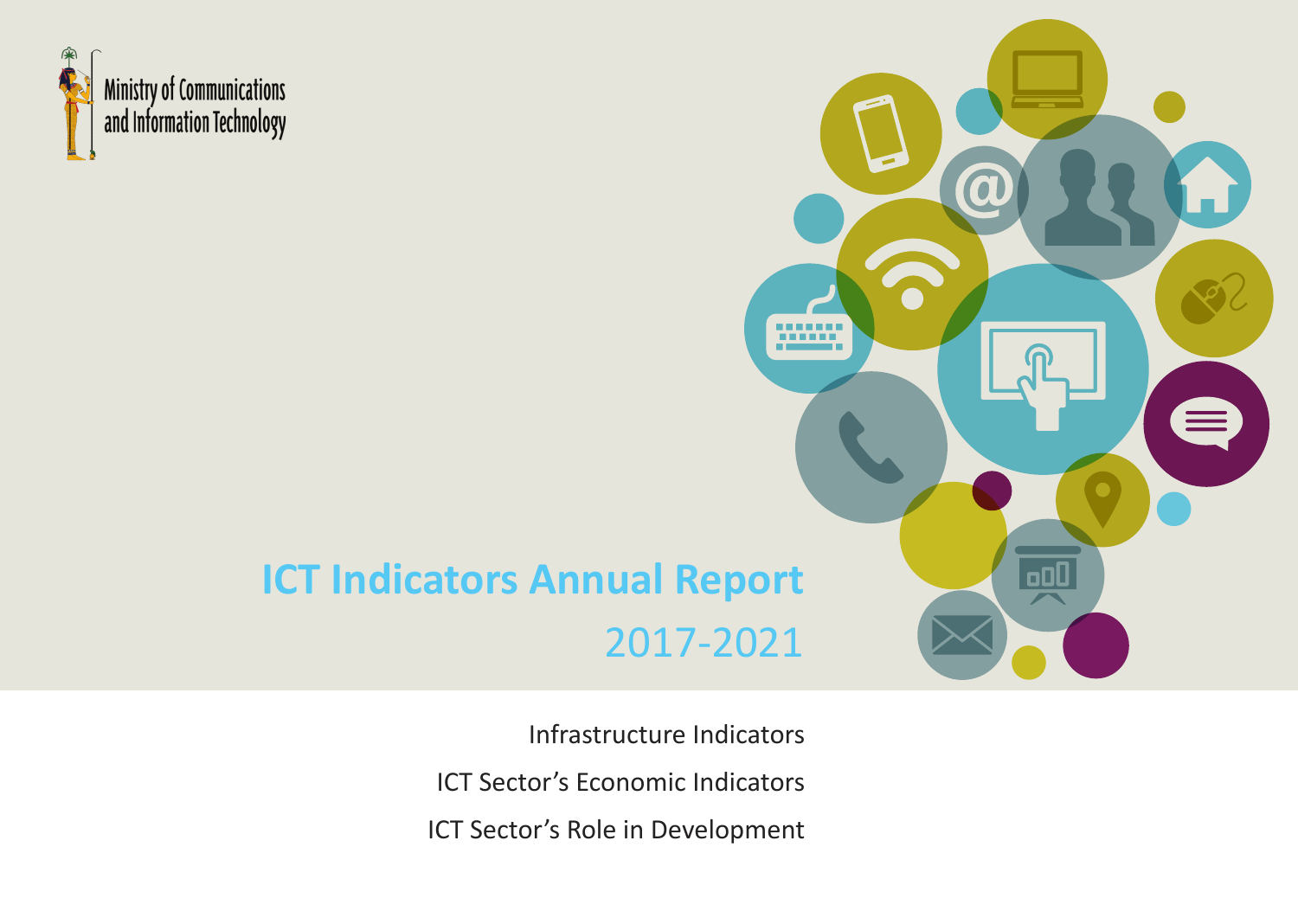Ministry of Communications and Information Technology

# ICT Indicators Annual Report

## 2017-2021

Infrastructure Indicators

ICT Sector’s Economic Indicators

ICT Sector’s Role in Development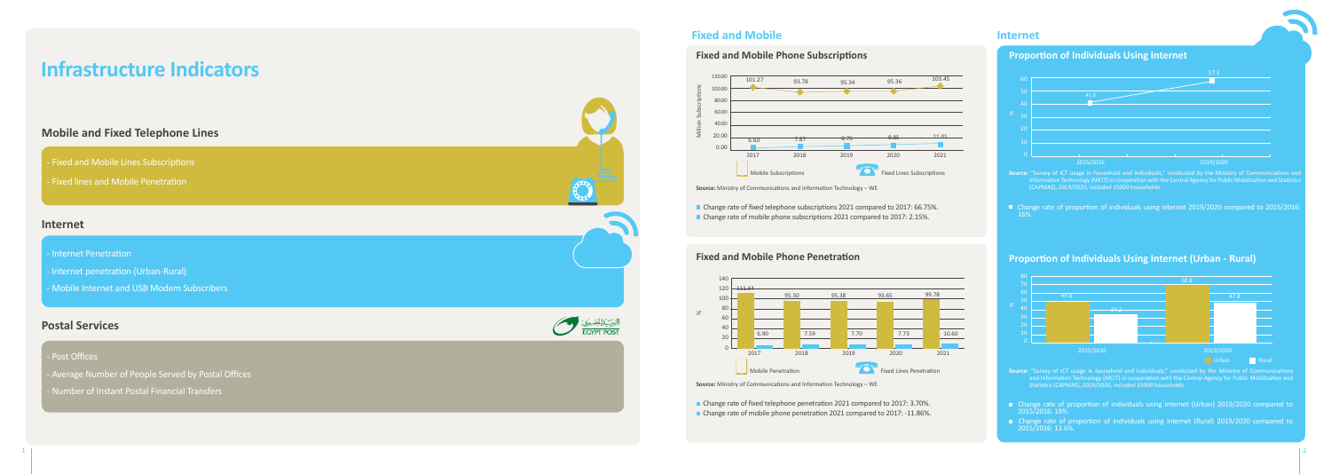# Infrastructure Indicators

## Mobile and Fixed Telephone Lines

- Fixed and Mobile Lines Subscriptions
- Fixed lines and Mobile Penetration

## Internet

- Internet Penetration
- Internet penetration (Urban-Rural)
- Mobile Internet and USB Modem Subscribers

## Postal Services

- Post Offices
- Average Number of People Served by Postal Offices
- Number of Instant Postal Financial Transfers

## Fixed and Mobile

### Fixed and Mobile Phone Subscriptions

Million Subscriptions

| Year | Mobile Subscriptions | Fixed Lines Subscriptions |
| --- | --- | --- |
| 2017 | 101.27 | 6.60 |
| 2018 | 93.78 | 7.47 |
| 2019 | 95.34 | 8.76 |
| 2020 | 95.36 | 9.85 |
| 2021 | 103.45 | 11.01 |

**Source:** Ministry of Communications and Information Technology – WE

- Change rate of fixed telephone subscriptions 2021 compared to 2017: 66.75%.
- Change rate of mobile phone subscriptions 2021 compared to 2017: 2.15%.

### Fixed and Mobile Phone Penetration

%

| Year | Mobile Penetration | Fixed Lines Penetration |
| --- | --- | --- |
| 2017 | 111.64 | 6.90 |
| 2018 | 95.50 | 7.59 |
| 2019 | 95.38 | 7.70 |
| 2020 | 93.65 | 7.73 |
| 2021 | 99.78 | 10.60 |

**Source:** Ministry of Communications and Information Technology – WE

- Change rate of fixed telephone penetration 2021 compared to 2017: 3.70%.
- Change rate of mobile phone penetration 2021 compared to 2017: -11.86%.

## Internet

### Proportion of Individuals Using Internet

| Year | % |
| --- | --- |
| 2015/2016 | 41.3 |
| 2019/2020 | 57.3 |

**Source:** "Survey of ICT usage in household and individuals," conducted by the Ministry of Communications and Information Technology (MCIT) in cooperation with the Central Agency for Public Mobilization and Statistics (CAPMAS), 2019/2020, included 15000 households.

- Change rate of proportion of individuals using internet 2019/2020 compared to 2015/2016: 16%.

### Proportion of Individuals Using Internet (Urban - Rural)

%

| Year | Urban | Rural |
| --- | --- | --- |
| 2015/2016 | 49.8 | 34.2 |
| 2019/2020 | 68.8 | 47.8 |

**Source:** "Survey of ICT usage in household and individuals," conducted by the Ministry of Communications and Information Technology (MCIT) in cooperation with the Central Agency for Public Mobilization and Statistics (CAPMAS), 2019/2020, included 15000 households.

- Change rate of proportion of individuals using internet (Urban) 2019/2020 compared to 2015/2016: 19%.
- Change rate of proportion of individuals using internet (Rural) 2019/2020 compared to 2015/2016: 13.6%.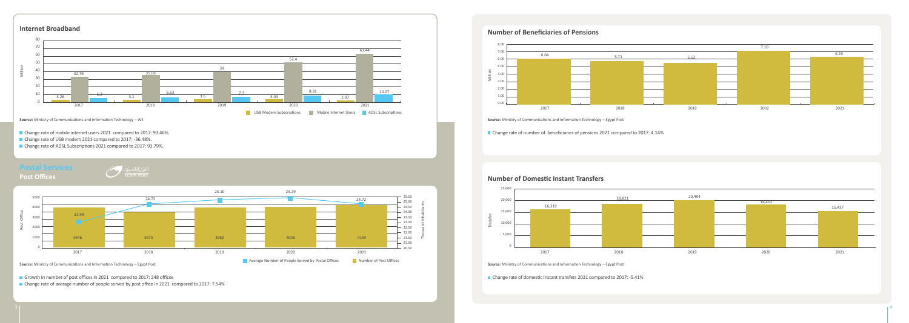## Internet Broadband

| Year | USB Modem Subscriptions | Mobile Internet Users | ADSL Subscriptions |
|---|---|---|---|
| 2017 | 3.26 | 32.79 | 5.2 |
| 2018 | 3.1 | 35.06 | 6.53 |
| 2019 | 3.6 | 39 | 7.3 |
| 2020 | 4.04 | 52.4 | 8.81 |
| 2021 | 2.07 | 63.44 | 10.07 |

(Million)

**Source:** Ministry of Communications and Information Technology – WE

- Change rate of mobile internet users 2021 compared to 2017: 93.46%.
- Change rate of USB modem 2021 compared to 2017: -36.48%.
- Change rate of ADSL Subscriptions 2021 compared to 2017: 93.79%.

# Postal Services

## Post Offices

البريد المصري
EGYPT POST

| Year | Number of Post Offices | Average Number of People Served by Postal Offices (Thousand Inhabitants) |
|---|---|---|
| 2017 | 3946 | 22.99 |
| 2018 | 3973 | 24.72 |
| 2019 | 3982 | 25.10 |
| 2020 | 4026 | 25.29 |
| 2021 | 4194 | 24.72 |

**Source:** Ministry of Communications and Information Technology – Egypt Post

- Growth in number of post offices in 2021 compared to 2017: 248 offices
- Change rate of average number of people served by post office in 2021 compared to 2017: 7.54%

## Number of Beneficiaries of Pensions

| Year | Million |
|---|---|
| 2017 | 6.04 |
| 2018 | 5.71 |
| 2019 | 5.52 |
| 2002 | 7.10 |
| 2021 | 6.29 |

**Source:** Ministry of Communications and Information Technology – Egypt Post

- Change rate of number of beneficiaries of pensions 2021 compared to 2017: 4.14%

## Number of Domestic Instant Transfers

| Year | Transfer |
|---|---|
| 2017 | 16,319 |
| 2018 | 18,821 |
| 2019 | 20,404 |
| 2020 | 18,412 |
| 2021 | 15,437 |

**Source:** Ministry of Communications and Information Technology – Egypt Post

- Change rate of domestic instant transfers 2021 compared to 2017: -5.41%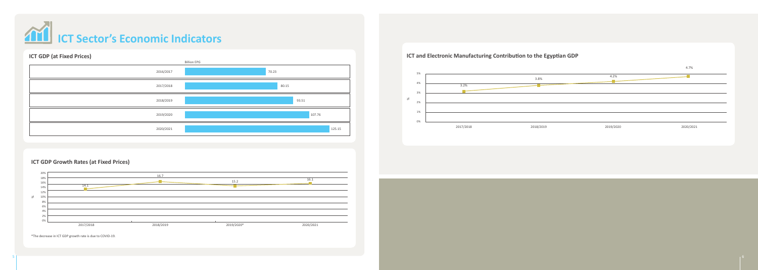# ICT Sector's Economic Indicators

## ICT GDP (at Fixed Prices)

| Year | Billion EPG |
|---|---|
| 2016/2017 | 70.23 |
| 2017/2018 | 80.15 |
| 2018/2019 | 93.51 |
| 2019/2020 | 107.76 |
| 2020/2021 | 125.15 |

## ICT GDP Growth Rates (at Fixed Prices)

| Year | % |
|---|---|
| 2017/2018 | 14.1 |
| 2018/2019 | 16.7 |
| 2019/2020* | 15.2 |
| 2020/2021 | 16.1 |

*The decrease in ICT GDP growth rate is due to COVID-19.

## ICT and Electronic Manufacturing Contribution to the Egyptian GDP

| Year | % |
|---|---|
| 2017/2018 | 3.2% |
| 2018/2019 | 3.8% |
| 2019/2020 | 4.2% |
| 2020/2021 | 4.7% |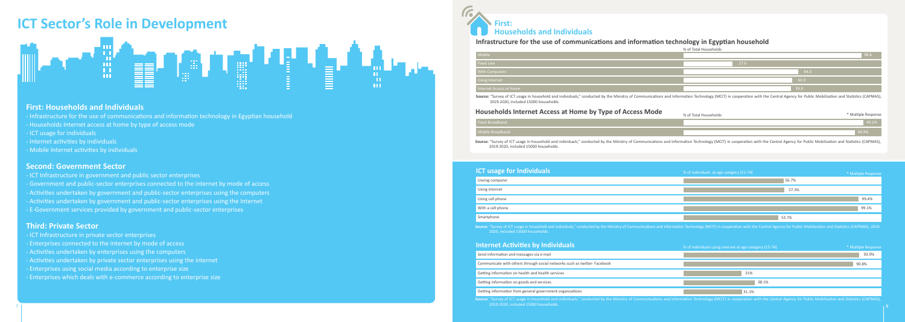# ICT Sector's Role in Development

## First: Households and Individuals

- Infrastructure for the use of communications and information technology in Egyptian household
- Households Internet access at home by type of access mode
- ICT usage for individuals
- Internet activities by individuals
- Mobile Internet activities by individuals

## Second: Government Sector

- ICT Infrastructure in government and public sector enterprises
- Government and public-sector enterprises connected to the internet by mode of access
- Activities undertaken by government and public-sector enterprises using the computers
- Activities undertaken by government and public-sector enterprises using the Internet
- E-Government services provided by government and public-sector enterprises

## Third: Private Sector

- ICT Infrastructure in private sector enterprises
- Enterprises connected to the internet by mode of access
- Activities undertaken by enterprises using the computers
- Activities undertaken by private sector enterprises using the internet
- Enterprises using social media according to enterprise size
- Enterprises which deals with e-commerce according to enterprise size

## First: Households and Individuals

### Infrastructure for the use of communications and information technology in Egyptian household

| | % of Total Households |
|---|---|
| Mobile | 98.8 |
| Fixed Line | 27.6 |
| With Computers | 64.0 |
| Using Internet | 60.9 |
| Internet Access at Home | 59.9 |

**Source:** "Survey of ICT usage in household and individuals," conducted by the Ministry of Communications and Information Technology (MCIT) in cooperation with the Central Agency for Public Mobilization and Statistics (CAPMAS), 2019-2020, included 15000 households.

### Households Internet Access at Home by Type of Access Mode

| | % of Total Households |
|---|---|
| Fixed Broadband | 49.2% |
| Mobile Broadband | 46.9% |

\* Multiple Response

**Source:** "Survey of ICT usage in household and individuals," conducted by the Ministry of Communications and Information Technology (MCIT) in cooperation with the Central Agency for Public Mobilization and Statistics (CAPMAS), 2019-2020, included 15000 households.

### ICT usage for Individuals

| | % of individuals at age category (15-74) |
|---|---|
| Useing computer | 56.7% |
| Using internet | 57.3% |
| Using cell phone | 99.4% |
| With a cell phone | 99.1% |
| Smartphone | 53.7% |

\* Multiple Response

**Source:** "Survey of ICT usage in household and individuals," conducted by the Ministry of Communications and Information Technology (MCIT) in cooperation with the Central Agency for Public Mobilization and Statistics (CAPMAS), 2019-2020, included 15000 households.

### Internet Activities by Individuals

| | % of individuals using internet at age category (15-74) |
|---|---|
| Send information and messages via e-mail | 93.9% |
| Communicate with others through social networks such as twitter- Facebook | 90.8% |
| Getting information on health and health services | 31% |
| Getting information on goods and services | 38.1% |
| Getting information from general government organizations | 31.1% |

\* Multiple Response

**Source:** "Survey of ICT usage in household and individuals," conducted by the Ministry of Communications and Information Technology (MCIT) in cooperation with the Central Agency for Public Mobilization and Statistics (CAPMAS), 2019-2020, included 15000 households.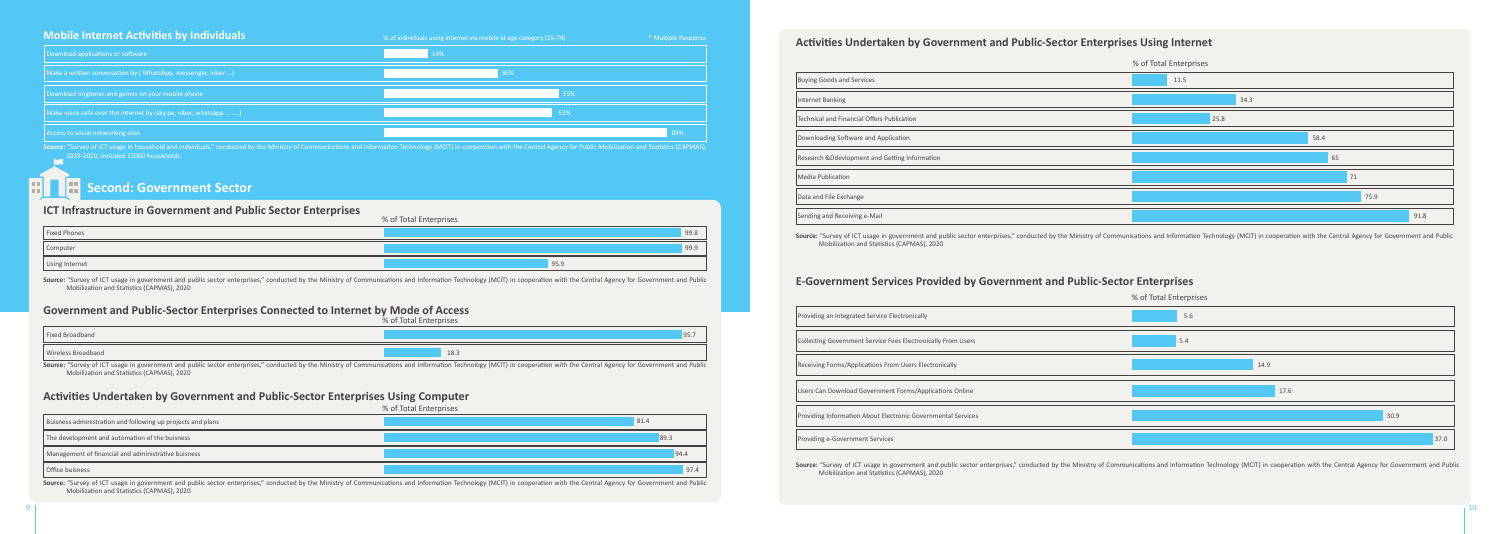## Mobile Internet Activities by Individuals

% of individuals using internet via mobile at age category (15-74) — * Multiple Response

| Activity | % |
| --- | --- |
| Download applications or software | 14% |
| Make a written conversation by ( WhatsApp, messenger, viber ...) | 36% |
| Download ringtones and games on your mobile phone | 55% |
| Make voice calls over the Internet by (sky pe, viber, whatsapp ... ....) | 53% |
| Access to social networking sites | 89% |

**Source:** "Survey of ICT usage in household and individuals," conducted by the Ministry of Communications and Information Technology (MCIT) in cooperation with the Central Agency for Public Mobilization and Statistics (CAPMAS), 2019-2020, included 15000 households.

# Second: Government Sector

## ICT Infrastructure in Government and Public Sector Enterprises

| | % of Total Enterprises |
| --- | --- |
| Fixed Phones | 99.8 |
| Computer | 99.9 |
| Using Internet | 95.9 |

**Source:** "Survey of ICT usage in government and public sector enterprises," conducted by the Ministry of Communications and Information Technology (MCIT) in cooperation with the Central Agency for Government and Public Mobilization and Statistics (CAPMAS), 2020

## Government and Public-Sector Enterprises Connected to Internet by Mode of Access

| | % of Total Enterprises |
| --- | --- |
| Fixed Broadband | 95.7 |
| Wireless Broadband | 18.3 |

**Source:** "Survey of ICT usage in government and public sector enterprises," conducted by the Ministry of Communications and Information Technology (MCIT) in cooperation with the Central Agency for Government and Public Mobilization and Statistics (CAPMAS), 2020

## Activities Undertaken by Government and Public-Sector Enterprises Using Computer

| | % of Total Enterprises |
| --- | --- |
| Buisness administration and following up projects and plans | 81.4 |
| The development and automation of the buisness | 89.3 |
| Management of financial and administrative buisness | 94.4 |
| Office buisness | 97.4 |

**Source:** "Survey of ICT usage in government and public sector enterprises," conducted by the Ministry of Communications and Information Technology (MCIT) in cooperation with the Central Agency for Government and Public Mobilization and Statistics (CAPMAS), 2020

## Activities Undertaken by Government and Public-Sector Enterprises Using Internet

| | % of Total Enterprises |
| --- | --- |
| Buying Goods and Services | 11.5 |
| Internet Banking | 34.3 |
| Technical and Financial Offers Publication | 25.8 |
| Downloading Software and Application | 58.4 |
| Research &Ddevlopment and Getting Information | 65 |
| Media Publication | 71 |
| Data and File Exchange | 75.9 |
| Sending and Receiving e-Mail | 91.8 |

**Source:** "Survey of ICT usage in government and public sector enterprises," conducted by the Ministry of Communications and Information Technology (MCIT) in cooperation with the Central Agency for Government and Public Mobilization and Statistics (CAPMAS), 2020

## E-Government Services Provided by Government and Public-Sector Enterprises

| | % of Total Enterprises |
| --- | --- |
| Providing an Integrated Service Electronically | 5.6 |
| Collecting Government Service Fees Electronically From Users | 5.4 |
| Receiving Forms/Applications From Users Electronically | 14.9 |
| Users Can Download Government Forms/Applications Online | 17.6 |
| Providing Information About Electronic Governmental Services | 30.9 |
| Providing e-Government Services | 37.0 |

**Source:** "Survey of ICT usage in government and public sector enterprises," conducted by the Ministry of Communications and Information Technology (MCIT) in cooperation with the Central Agency for Government and Public Mobilization and Statistics (CAPMAS), 2020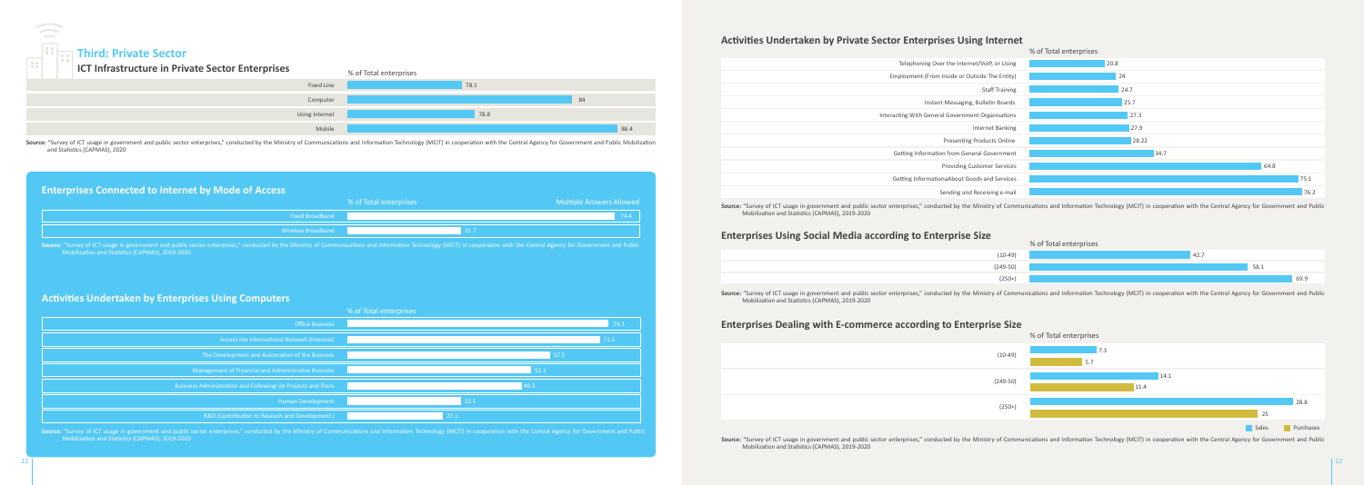## Third: Private Sector

### ICT Infrastructure in Private Sector Enterprises

% of Total enterprises

Fixed Line 78.1

Computer 84

Using Internet 78.8

Mobile 86.4

**Source:** "Survey of ICT usage in government and public sector enterprises," conducted by the Ministry of Communications and Information Technology (MCIT) in cooperation with the Central Agency for Government and Public Mobilization and Statistics (CAPMAS), 2020

### Enterprises Connected to Internet by Mode of Access

% of Total enterprises

Multiple Answers Allowed

Fixed Broadband 74.4

Wireless Broadband 31.7

**Source:** "Survey of ICT usage in government and public sector enterprises," conducted by the Ministry of Communications and Information Technology (MCIT) in cooperation with the Central Agency for Government and Public Mobilization and Statistics (CAPMAS), 2019-2020

### Activities Undertaken by Enterprises Using Computers

% of Total enterprises

Office Business 74.1

Access the International Network (Internet) 71.5

The Development and Automation of the Business 57.5

Management of Financial and Administrative Business 52.1

Buisness Administration and Following Up Projects and Plans 49.3

Human Development 32.1

R&D (Contribution to Reseach and Development ) 27.1

**Source:** "Survey of ICT usage in government and public sector enterprises," conducted by the Ministry of Communications and Information Technology (MCIT) in cooperation with the Central Agency for Government and Public Mobilization and Statistics (CAPMAS), 2019-2020

### Activities Undertaken by Private Sector Enterprises Using Internet

% of Total enterprises

Telephoning Over the Internet/VoIP, or Using 20.8

Employment (From Inside or Outside The Entity) 24

Staff Training 24.7

Instant Messaging, Bulletin Boards 25.7

Interacting With General Government Organisations 27.3

Internet Banking 27.9

Presenting Products Online 28.22

Getting Information from General Government 34.7

Providing Customer Services 64.8

Getting InformationaAbout Goods and Services 75.1

Sending and Receiving e-mail 76.2

**Source:** "Survey of ICT usage in government and public sector enterprises," conducted by the Ministry of Communications and Information Technology (MCIT) in cooperation with the Central Agency for Government and Public Mobilization and Statistics (CAPMAS), 2019-2020

### Enterprises Using Social Media according to Enterprise Size

% of Total enterprises

(10-49) 42.7

(249-50) 58.1

(250+) 69.9

**Source:** "Survey of ICT usage in government and public sector enterprises," conducted by the Ministry of Communications and Information Technology (MCIT) in cooperation with the Central Agency for Government and Public Mobilization and Statistics (CAPMAS), 2019-2020

### Enterprises Dealing with E-commerce according to Enterprise Size

% of Total enterprises

(10-49) 7.3 5.7

(249-50) 14.1 11.4

(250+) 28.8 25

Sales Purchases

**Source:** "Survey of ICT usage in government and public sector enterprises," conducted by the Ministry of Communications and Information Technology (MCIT) in cooperation with the Central Agency for Government and Public Mobilization and Statistics (CAPMAS), 2019-2020